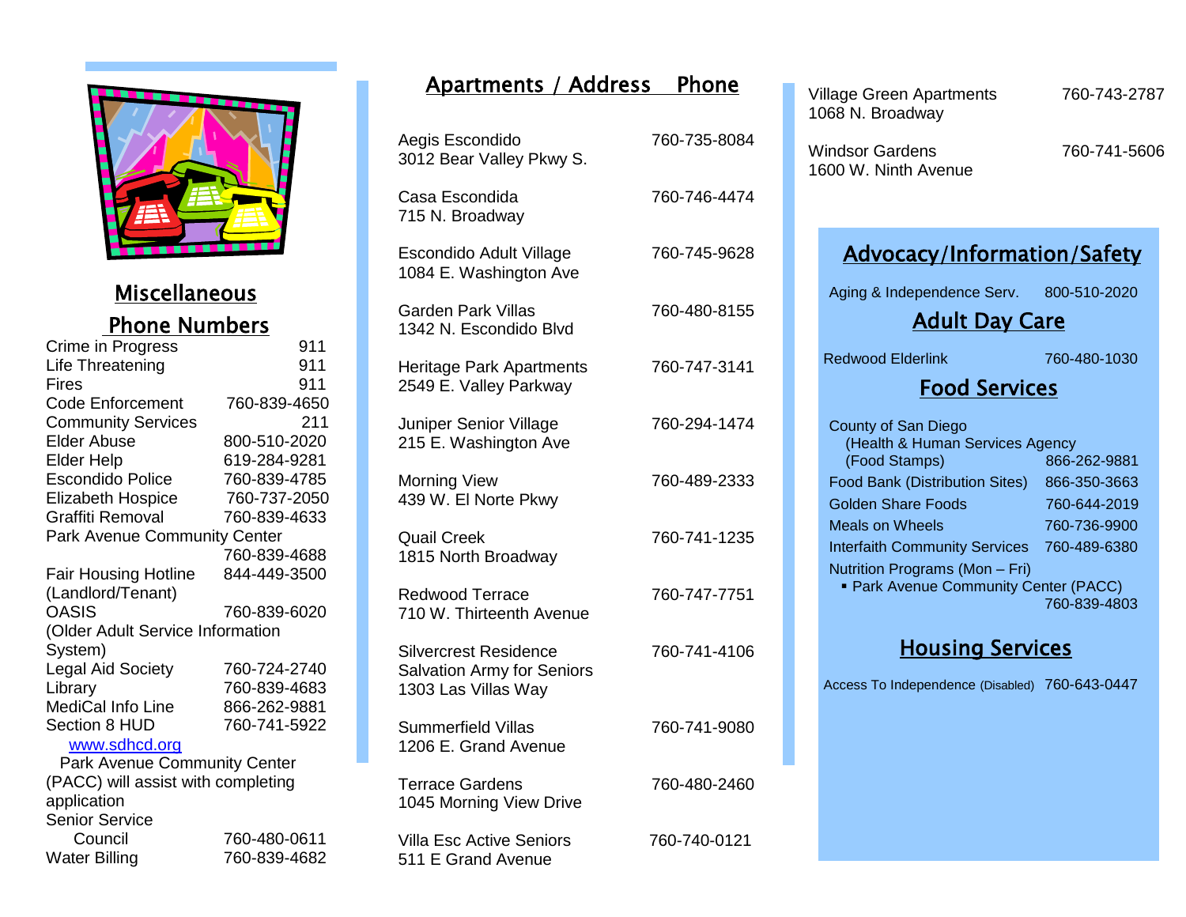## Miscellaneous Phone Numbers

| | |
|---|---|
| Crime in Progress | 911 |
| Life Threatening | 911 |
| Fires | 911 |
| Code Enforcement | 760-839-4650 |
| Community Services | 211 |
| Elder Abuse | 800-510-2020 |
| Elder Help | 619-284-9281 |
| Escondido Police | 760-839-4785 |
| Elizabeth Hospice | 760-737-2050 |
| Graffiti Removal | 760-839-4633 |
| Park Avenue Community Center | 760-839-4688 |
| Fair Housing Hotline (Landlord/Tenant) | 844-449-3500 |
| OASIS (Older Adult Service Information System) | 760-839-6020 |
| Legal Aid Society | 760-724-2740 |
| Library | 760-839-4683 |
| MediCal Info Line | 866-262-9881 |
| Section 8 HUD | 760-741-5922 |

[www.sdhcd.org](http://www.sdhcd.org)

Park Avenue Community Center (PACC) will assist with completing application

| | |
|---|---|
| Senior Service Council | 760-480-0611 |
| Water Billing | 760-839-4682 |

## Apartments / Address Phone

| Apartments / Address | Phone |
|---|---|
| Aegis Escondido<br>3012 Bear Valley Pkwy S. | 760-735-8084 |
| Casa Escondida<br>715 N. Broadway | 760-746-4474 |
| Escondido Adult Village<br>1084 E. Washington Ave | 760-745-9628 |
| Garden Park Villas<br>1342 N. Escondido Blvd | 760-480-8155 |
| Heritage Park Apartments<br>2549 E. Valley Parkway | 760-747-3141 |
| Juniper Senior Village<br>215 E. Washington Ave | 760-294-1474 |
| Morning View<br>439 W. El Norte Pkwy | 760-489-2333 |
| Quail Creek<br>1815 North Broadway | 760-741-1235 |
| Redwood Terrace<br>710 W. Thirteenth Avenue | 760-747-7751 |
| Silvercrest Residence<br>Salvation Army for Seniors<br>1303 Las Villas Way | 760-741-4106 |
| Summerfield Villas<br>1206 E. Grand Avenue | 760-741-9080 |
| Terrace Gardens<br>1045 Morning View Drive | 760-480-2460 |
| Villa Esc Active Seniors<br>511 E Grand Avenue | 760-740-0121 |
| Village Green Apartments<br>1068 N. Broadway | 760-743-2787 |
| Windsor Gardens<br>1600 W. Ninth Avenue | 760-741-5606 |

## Advocacy/Information/Safety

| | |
|---|---|
| Aging & Independence Serv. | 800-510-2020 |

## Adult Day Care

| | |
|---|---|
| Redwood Elderlink | 760-480-1030 |

## Food Services

| | |
|---|---|
| County of San Diego (Health & Human Services Agency (Food Stamps) | 866-262-9881 |
| Food Bank (Distribution Sites) | 866-350-3663 |
| Golden Share Foods | 760-644-2019 |
| Meals on Wheels | 760-736-9900 |
| Interfaith Community Services | 760-489-6380 |

Nutrition Programs (Mon – Fri)
- Park Avenue Community Center (PACC) 760-839-4803

## Housing Services

| | |
|---|---|
| Access To Independence (Disabled) | 760-643-0447 |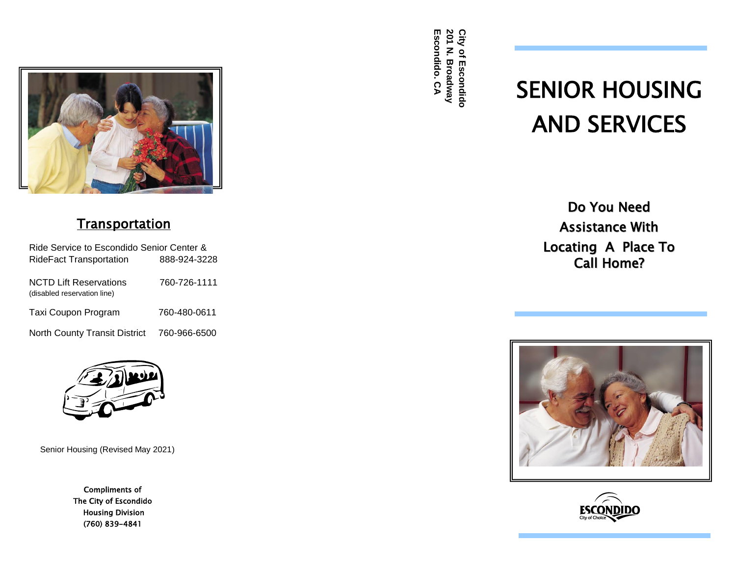## Transportation

| | |
|---|---|
| Ride Service to Escondido Senior Center & RideFact Transportation | 888-924-3228 |
| NCTD Lift Reservations (disabled reservation line) | 760-726-1111 |
| Taxi Coupon Program | 760-480-0611 |
| North County Transit District | 760-966-6500 |

Senior Housing (Revised May 2021)

Compliments of
The City of Escondido
Housing Division
(760) 839-4841

**City of Escondido**
**201 N. Broadway**
**Escondido. CA**

# SENIOR HOUSING AND SERVICES

## Do You Need Assistance With Locating A Place To Call Home?

ESCONDIDO
City of Choice